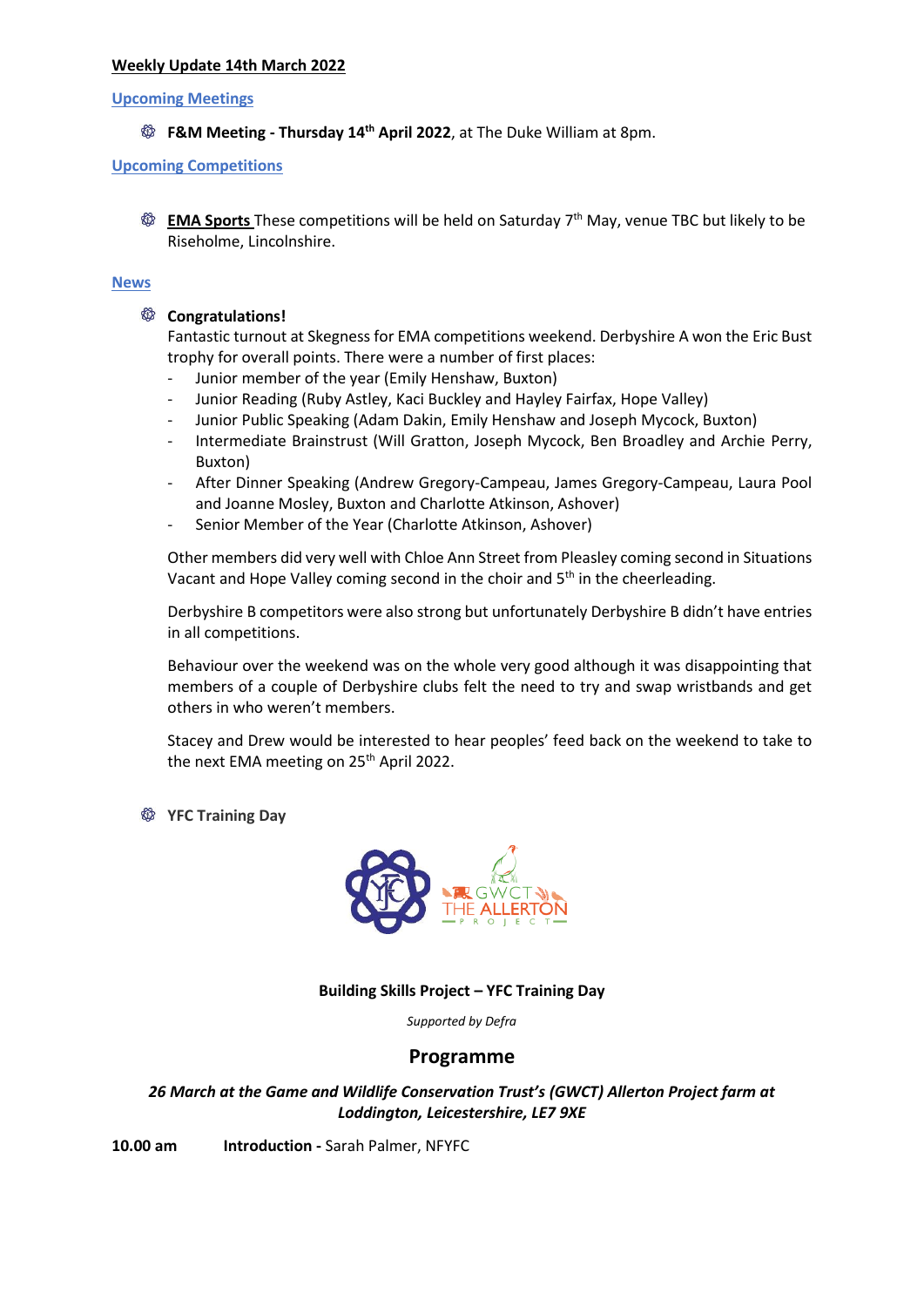**Weekly Update 14th March 2022**

**Upcoming Meetings**

- **F&M Meeting - Thursday 14th April 2022**, at The Duke William at 8pm.

**Upcoming Competitions**

- **EMA Sports** These competitions will be held on Saturday 7th May, venue TBC but likely to be Riseholme, Lincolnshire.

**News**

- **Congratulations!**
  Fantastic turnout at Skegness for EMA competitions weekend. Derbyshire A won the Eric Bust trophy for overall points. There were a number of first places:
  - Junior member of the year (Emily Henshaw, Buxton)
  - Junior Reading (Ruby Astley, Kaci Buckley and Hayley Fairfax, Hope Valley)
  - Junior Public Speaking (Adam Dakin, Emily Henshaw and Joseph Mycock, Buxton)
  - Intermediate Brainstrust (Will Gratton, Joseph Mycock, Ben Broadley and Archie Perry, Buxton)
  - After Dinner Speaking (Andrew Gregory-Campeau, James Gregory-Campeau, Laura Pool and Joanne Mosley, Buxton and Charlotte Atkinson, Ashover)
  - Senior Member of the Year (Charlotte Atkinson, Ashover)

  Other members did very well with Chloe Ann Street from Pleasley coming second in Situations Vacant and Hope Valley coming second in the choir and 5th in the cheerleading.

  Derbyshire B competitors were also strong but unfortunately Derbyshire B didn't have entries in all competitions.

  Behaviour over the weekend was on the whole very good although it was disappointing that members of a couple of Derbyshire clubs felt the need to try and swap wristbands and get others in who weren't members.

  Stacey and Drew would be interested to hear peoples' feed back on the weekend to take to the next EMA meeting on 25th April 2022.

- **YFC Training Day**

**Building Skills Project – YFC Training Day**

*Supported by Defra*

## Programme

***26 March at the Game and Wildlife Conservation Trust's (GWCT) Allerton Project farm at Loddington, Leicestershire, LE7 9XE***

**10.00 am** **Introduction -** Sarah Palmer, NFYFC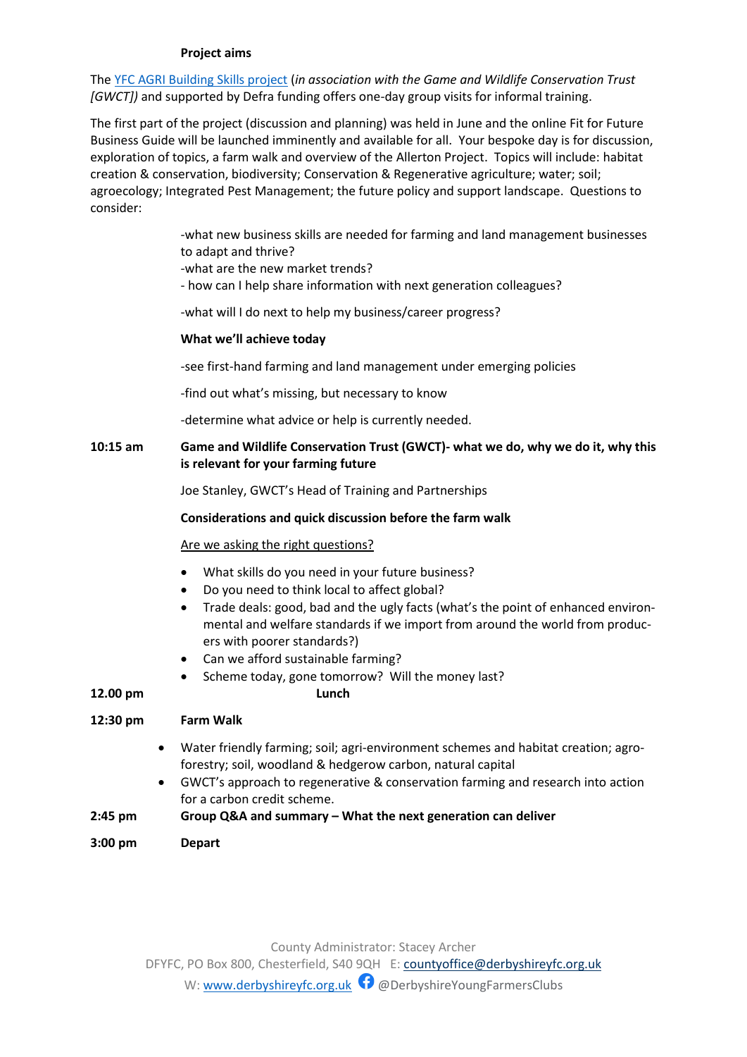**Project aims**

The [YFC AGRI Building Skills project](#) (*in association with the Game and Wildlife Conservation Trust [GWCT])* and supported by Defra funding offers one-day group visits for informal training.

The first part of the project (discussion and planning) was held in June and the online Fit for Future Business Guide will be launched imminently and available for all. Your bespoke day is for discussion, exploration of topics, a farm walk and overview of the Allerton Project. Topics will include: habitat creation & conservation, biodiversity; Conservation & Regenerative agriculture; water; soil; agroecology; Integrated Pest Management; the future policy and support landscape. Questions to consider:

-what new business skills are needed for farming and land management businesses to adapt and thrive?
-what are the new market trends?
- how can I help share information with next generation colleagues?

-what will I do next to help my business/career progress?

**What we'll achieve today**

-see first-hand farming and land management under emerging policies

-find out what's missing, but necessary to know

-determine what advice or help is currently needed.

**10:15 am** **Game and Wildlife Conservation Trust (GWCT)- what we do, why we do it, why this is relevant for your farming future**

Joe Stanley, GWCT's Head of Training and Partnerships

**Considerations and quick discussion before the farm walk**

<u>Are we asking the right questions?</u>

- What skills do you need in your future business?
- Do you need to think local to affect global?
- Trade deals: good, bad and the ugly facts (what's the point of enhanced environmental and welfare standards if we import from around the world from producers with poorer standards?)
- Can we afford sustainable farming?
- Scheme today, gone tomorrow? Will the money last?

**12.00 pm** **Lunch**

**12:30 pm** **Farm Walk**

- Water friendly farming; soil; agri-environment schemes and habitat creation; agroforestry; soil, woodland & hedgerow carbon, natural capital
- GWCT's approach to regenerative & conservation farming and research into action for a carbon credit scheme.

**2:45 pm** **Group Q&A and summary – What the next generation can deliver**

**3:00 pm** **Depart**

County Administrator: Stacey Archer
DFYFC, PO Box 800, Chesterfield, S40 9QH E: countyoffice@derbyshireyfc.org.uk
W: www.derbyshireyfc.org.uk @DerbyshireYoungFarmersClubs